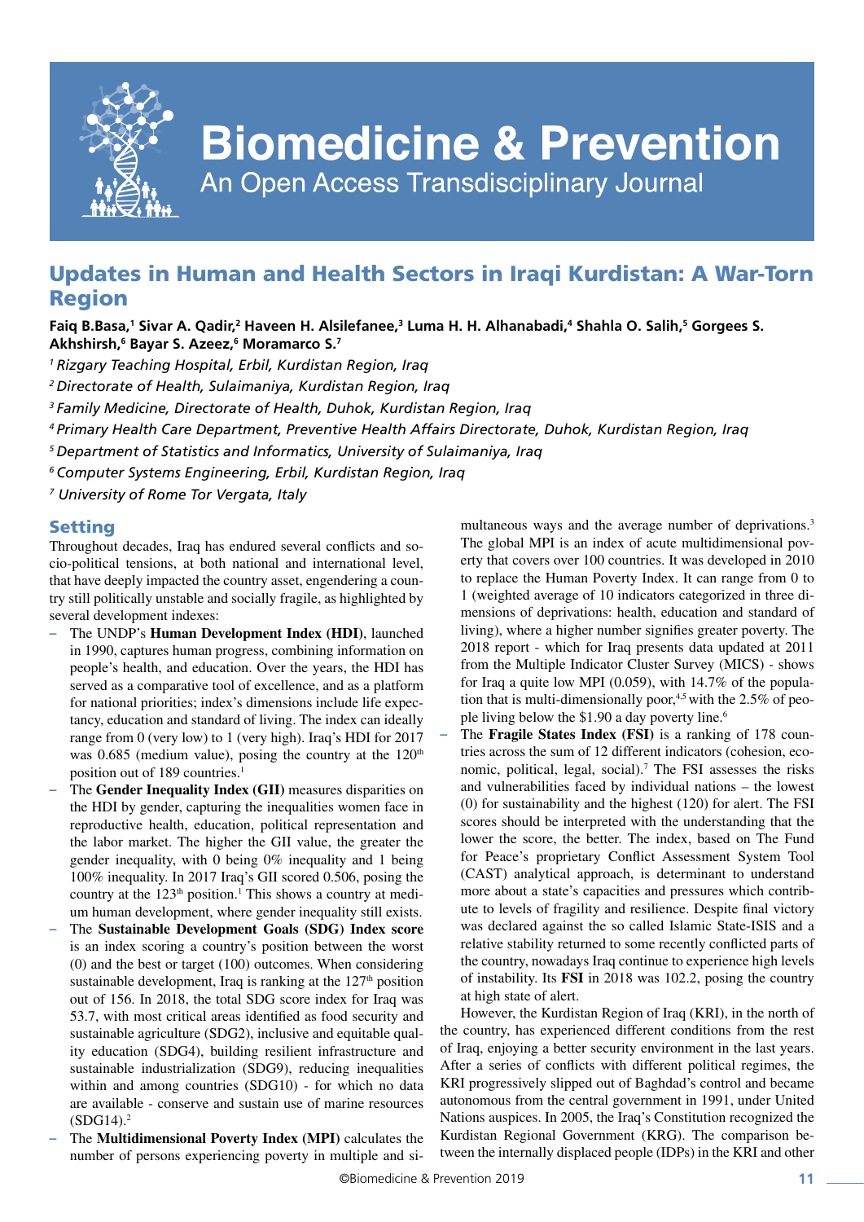# Updates in Human and Health Sectors in Iraqi Kurdistan: A War-Torn Region

**Faiq B.Basa,[1] Sivar A. Qadir,[2] Haveen H. Alsilefanee,[3] Luma H. H. Alhanabadi,[4] Shahla O. Salih,[5] Gorgees S. Akhshirsh,[6] Bayar S. Azeez,[6] Moramarco S.[7]**

*[1] Rizgary Teaching Hospital, Erbil, Kurdistan Region, Iraq*

*[2] Directorate of Health, Sulaimaniya, Kurdistan Region, Iraq*

*[3] Family Medicine, Directorate of Health, Duhok, Kurdistan Region, Iraq*

*[4] Primary Health Care Department, Preventive Health Affairs Directorate, Duhok, Kurdistan Region, Iraq*

*[5] Department of Statistics and Informatics, University of Sulaimaniya, Iraq*

*[6] Computer Systems Engineering, Erbil, Kurdistan Region, Iraq*

*[7] University of Rome Tor Vergata, Italy*

## Setting

Throughout decades, Iraq has endured several conflicts and socio-political tensions, at both national and international level, that have deeply impacted the country asset, engendering a country still politically unstable and socially fragile, as highlighted by several development indexes:

- The UNDP's **Human Development Index (HDI)**, launched in 1990, captures human progress, combining information on people's health, and education. Over the years, the HDI has served as a comparative tool of excellence, and as a platform for national priorities; index's dimensions include life expectancy, education and standard of living. The index can ideally range from 0 (very low) to 1 (very high). Iraq's HDI for 2017 was 0.685 (medium value), posing the country at the 120th position out of 189 countries.[1]
- The **Gender Inequality Index (GII)** measures disparities on the HDI by gender, capturing the inequalities women face in reproductive health, education, political representation and the labor market. The higher the GII value, the greater the gender inequality, with 0 being 0% inequality and 1 being 100% inequality. In 2017 Iraq's GII scored 0.506, posing the country at the 123th position.[1] This shows a country at medium human development, where gender inequality still exists.
- The **Sustainable Development Goals (SDG) Index score** is an index scoring a country's position between the worst (0) and the best or target (100) outcomes. When considering sustainable development, Iraq is ranking at the 127th position out of 156. In 2018, the total SDG score index for Iraq was 53.7, with most critical areas identified as food security and sustainable agriculture (SDG2), inclusive and equitable quality education (SDG4), building resilient infrastructure and sustainable industrialization (SDG9), reducing inequalities within and among countries (SDG10) - for which no data are available - conserve and sustain use of marine resources (SDG14).[2]
- The **Multidimensional Poverty Index (MPI)** calculates the number of persons experiencing poverty in multiple and simultaneous ways and the average number of deprivations.[3] The global MPI is an index of acute multidimensional poverty that covers over 100 countries. It was developed in 2010 to replace the Human Poverty Index. It can range from 0 to 1 (weighted average of 10 indicators categorized in three dimensions of deprivations: health, education and standard of living), where a higher number signifies greater poverty. The 2018 report - which for Iraq presents data updated at 2011 from the Multiple Indicator Cluster Survey (MICS) - shows for Iraq a quite low MPI (0.059), with 14.7% of the population that is multi-dimensionally poor,[4,5] with the 2.5% of people living below the $1.90 a day poverty line.[6]
- The **Fragile States Index (FSI)** is a ranking of 178 countries across the sum of 12 different indicators (cohesion, economic, political, legal, social).[7] The FSI assesses the risks and vulnerabilities faced by individual nations – the lowest (0) for sustainability and the highest (120) for alert. The FSI scores should be interpreted with the understanding that the lower the score, the better. The index, based on The Fund for Peace's proprietary Conflict Assessment System Tool (CAST) analytical approach, is determinant to understand more about a state's capacities and pressures which contribute to levels of fragility and resilience. Despite final victory was declared against the so called Islamic State-ISIS and a relative stability returned to some recently conflicted parts of the country, nowadays Iraq continue to experience high levels of instability. Its **FSI** in 2018 was 102.2, posing the country at high state of alert.

However, the Kurdistan Region of Iraq (KRI), in the north of the country, has experienced different conditions from the rest of Iraq, enjoying a better security environment in the last years. After a series of conflicts with different political regimes, the KRI progressively slipped out of Baghdad's control and became autonomous from the central government in 1991, under United Nations auspices. In 2005, the Iraq's Constitution recognized the Kurdistan Regional Government (KRG). The comparison between the internally displaced people (IDPs) in the KRI and other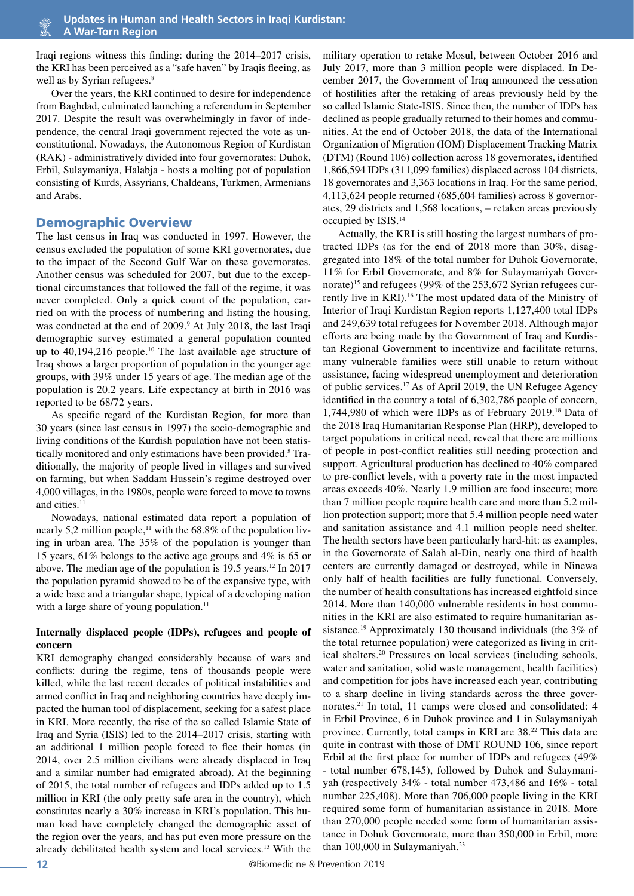Iraqi regions witness this finding: during the 2014–2017 crisis, the KRI has been perceived as a "safe haven" by Iraqis fleeing, as well as by Syrian refugees.[8]

Over the years, the KRI continued to desire for independence from Baghdad, culminated launching a referendum in September 2017. Despite the result was overwhelmingly in favor of independence, the central Iraqi government rejected the vote as unconstitutional. Nowadays, the Autonomous Region of Kurdistan (RAK) - administratively divided into four governorates: Duhok, Erbil, Sulaymaniya, Halabja - hosts a molting pot of population consisting of Kurds, Assyrians, Chaldeans, Turkmen, Armenians and Arabs.

## Demographic Overview

The last census in Iraq was conducted in 1997. However, the census excluded the population of some KRI governorates, due to the impact of the Second Gulf War on these governorates. Another census was scheduled for 2007, but due to the exceptional circumstances that followed the fall of the regime, it was never completed. Only a quick count of the population, carried on with the process of numbering and listing the housing, was conducted at the end of 2009.[9] At July 2018, the last Iraqi demographic survey estimated a general population counted up to 40,194,216 people.[10] The last available age structure of Iraq shows a larger proportion of population in the younger age groups, with 39% under 15 years of age. The median age of the population is 20.2 years. Life expectancy at birth in 2016 was reported to be 68/72 years.

As specific regard of the Kurdistan Region, for more than 30 years (since last census in 1997) the socio-demographic and living conditions of the Kurdish population have not been statistically monitored and only estimations have been provided.[8] Traditionally, the majority of people lived in villages and survived on farming, but when Saddam Hussein's regime destroyed over 4,000 villages, in the 1980s, people were forced to move to towns and cities.[11]

Nowadays, national estimated data report a population of nearly 5,2 million people,[11] with the 68.8% of the population living in urban area. The 35% of the population is younger than 15 years, 61% belongs to the active age groups and 4% is 65 or above. The median age of the population is 19.5 years.[12] In 2017 the population pyramid showed to be of the expansive type, with a wide base and a triangular shape, typical of a developing nation with a large share of young population.[11]

### Internally displaced people (IDPs), refugees and people of concern

KRI demography changed considerably because of wars and conflicts: during the regime, tens of thousands people were killed, while the last recent decades of political instabilities and armed conflict in Iraq and neighboring countries have deeply impacted the human tool of displacement, seeking for a safest place in KRI. More recently, the rise of the so called Islamic State of Iraq and Syria (ISIS) led to the 2014–2017 crisis, starting with an additional 1 million people forced to flee their homes (in 2014, over 2.5 million civilians were already displaced in Iraq and a similar number had emigrated abroad). At the beginning of 2015, the total number of refugees and IDPs added up to 1.5 million in KRI (the only pretty safe area in the country), which constitutes nearly a 30% increase in KRI's population. This human load have completely changed the demographic asset of the region over the years, and has put even more pressure on the already debilitated health system and local services.[13] With the military operation to retake Mosul, between October 2016 and July 2017, more than 3 million people were displaced. In December 2017, the Government of Iraq announced the cessation of hostilities after the retaking of areas previously held by the so called Islamic State-ISIS. Since then, the number of IDPs has declined as people gradually returned to their homes and communities. At the end of October 2018, the data of the International Organization of Migration (IOM) Displacement Tracking Matrix (DTM) (Round 106) collection across 18 governorates, identified 1,866,594 IDPs (311,099 families) displaced across 104 districts, 18 governorates and 3,363 locations in Iraq. For the same period, 4,113,624 people returned (685,604 families) across 8 governorates, 29 districts and 1,568 locations, – retaken areas previously occupied by ISIS.[14]

Actually, the KRI is still hosting the largest numbers of protracted IDPs (as for the end of 2018 more than 30%, disaggregated into 18% of the total number for Duhok Governorate, 11% for Erbil Governorate, and 8% for Sulaymaniyah Governorate)[15] and refugees (99% of the 253,672 Syrian refugees currently live in KRI).[16] The most updated data of the Ministry of Interior of Iraqi Kurdistan Region reports 1,127,400 total IDPs and 249,639 total refugees for November 2018. Although major efforts are being made by the Government of Iraq and Kurdistan Regional Government to incentivize and facilitate returns, many vulnerable families were still unable to return without assistance, facing widespread unemployment and deterioration of public services.[17] As of April 2019, the UN Refugee Agency identified in the country a total of 6,302,786 people of concern, 1,744,980 of which were IDPs as of February 2019.[18] Data of the 2018 Iraq Humanitarian Response Plan (HRP), developed to target populations in critical need, reveal that there are millions of people in post-conflict realities still needing protection and support. Agricultural production has declined to 40% compared to pre-conflict levels, with a poverty rate in the most impacted areas exceeds 40%. Nearly 1.9 million are food insecure; more than 7 million people require health care and more than 5.2 million protection support; more that 5.4 million people need water and sanitation assistance and 4.1 million people need shelter. The health sectors have been particularly hard-hit: as examples, in the Governorate of Salah al-Din, nearly one third of health centers are currently damaged or destroyed, while in Ninewa only half of health facilities are fully functional. Conversely, the number of health consultations has increased eightfold since 2014. More than 140,000 vulnerable residents in host communities in the KRI are also estimated to require humanitarian assistance.[19] Approximately 130 thousand individuals (the 3% of the total returnee population) were categorized as living in critical shelters.[20] Pressures on local services (including schools, water and sanitation, solid waste management, health facilities) and competition for jobs have increased each year, contributing to a sharp decline in living standards across the three governorates.[21] In total, 11 camps were closed and consolidated: 4 in Erbil Province, 6 in Duhok province and 1 in Sulaymaniyah province. Currently, total camps in KRI are 38.[22] This data are quite in contrast with those of DMT ROUND 106, since report Erbil at the first place for number of IDPs and refugees (49% - total number 678,145), followed by Duhok and Sulaymaniyah (respectively 34% - total number 473,486 and 16% - total number 225,408). More than 706,000 people living in the KRI required some form of humanitarian assistance in 2018. More than 270,000 people needed some form of humanitarian assistance in Dohuk Governorate, more than 350,000 in Erbil, more than 100,000 in Sulaymaniyah.[23]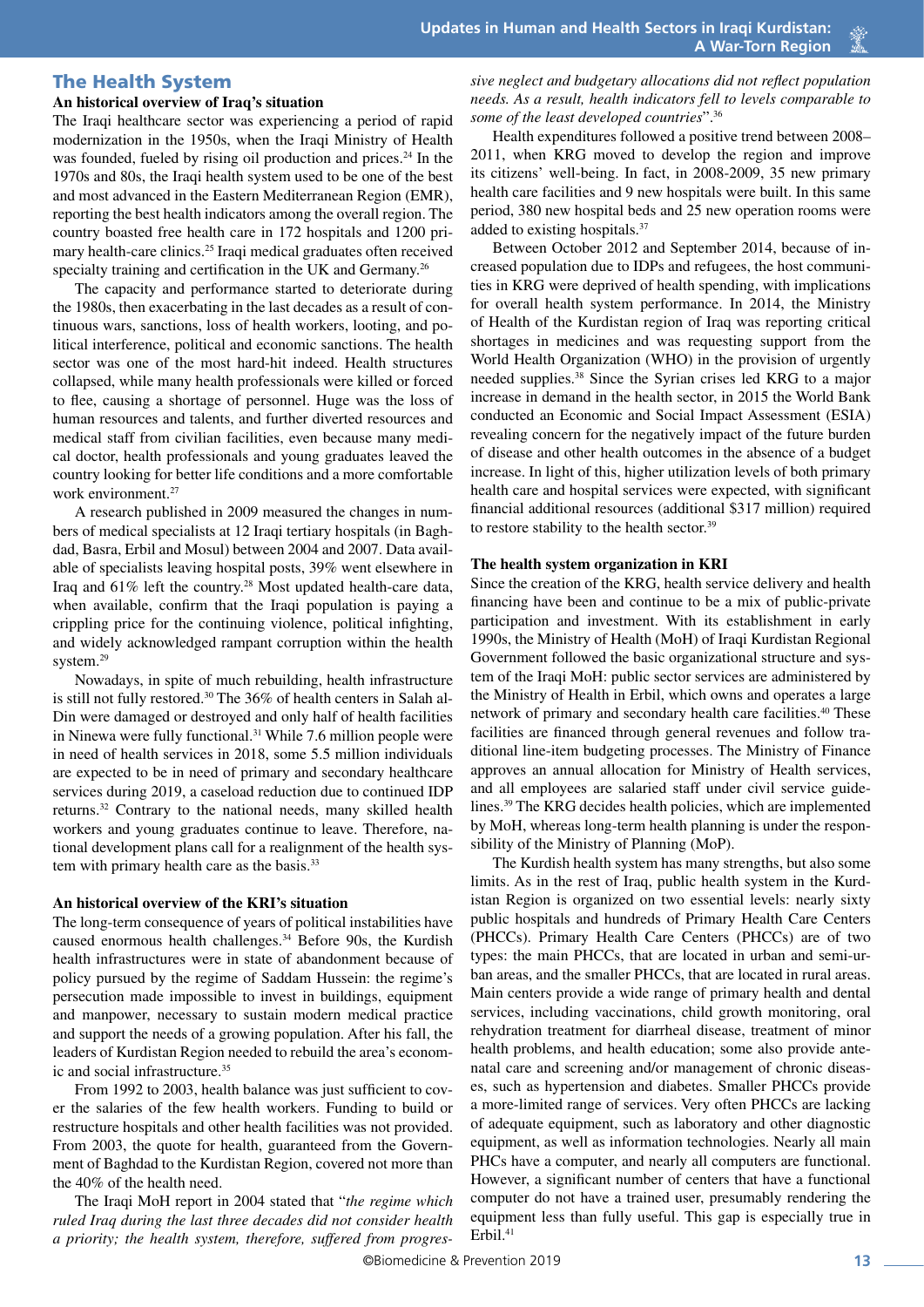## The Health System

### An historical overview of Iraq's situation

The Iraqi healthcare sector was experiencing a period of rapid modernization in the 1950s, when the Iraqi Ministry of Health was founded, fueled by rising oil production and prices.[24] In the 1970s and 80s, the Iraqi health system used to be one of the best and most advanced in the Eastern Mediterranean Region (EMR), reporting the best health indicators among the overall region. The country boasted free health care in 172 hospitals and 1200 primary health-care clinics.[25] Iraqi medical graduates often received specialty training and certification in the UK and Germany.[26]

The capacity and performance started to deteriorate during the 1980s, then exacerbating in the last decades as a result of continuous wars, sanctions, loss of health workers, looting, and political interference, political and economic sanctions. The health sector was one of the most hard-hit indeed. Health structures collapsed, while many health professionals were killed or forced to flee, causing a shortage of personnel. Huge was the loss of human resources and talents, and further diverted resources and medical staff from civilian facilities, even because many medical doctor, health professionals and young graduates leaved the country looking for better life conditions and a more comfortable work environment.[27]

A research published in 2009 measured the changes in numbers of medical specialists at 12 Iraqi tertiary hospitals (in Baghdad, Basra, Erbil and Mosul) between 2004 and 2007. Data available of specialists leaving hospital posts, 39% went elsewhere in Iraq and 61% left the country.[28] Most updated health-care data, when available, confirm that the Iraqi population is paying a crippling price for the continuing violence, political infighting, and widely acknowledged rampant corruption within the health system.[29]

Nowadays, in spite of much rebuilding, health infrastructure is still not fully restored.[30] The 36% of health centers in Salah al-Din were damaged or destroyed and only half of health facilities in Ninewa were fully functional.[31] While 7.6 million people were in need of health services in 2018, some 5.5 million individuals are expected to be in need of primary and secondary healthcare services during 2019, a caseload reduction due to continued IDP returns.[32] Contrary to the national needs, many skilled health workers and young graduates continue to leave. Therefore, national development plans call for a realignment of the health system with primary health care as the basis.[33]

### An historical overview of the KRI's situation

The long-term consequence of years of political instabilities have caused enormous health challenges.[34] Before 90s, the Kurdish health infrastructures were in state of abandonment because of policy pursued by the regime of Saddam Hussein: the regime's persecution made impossible to invest in buildings, equipment and manpower, necessary to sustain modern medical practice and support the needs of a growing population. After his fall, the leaders of Kurdistan Region needed to rebuild the area's economic and social infrastructure.[35]

From 1992 to 2003, health balance was just sufficient to cover the salaries of the few health workers. Funding to build or restructure hospitals and other health facilities was not provided. From 2003, the quote for health, guaranteed from the Government of Baghdad to the Kurdistan Region, covered not more than the 40% of the health need.

The Iraqi MoH report in 2004 stated that "*the regime which ruled Iraq during the last three decades did not consider health a priority; the health system, therefore, suffered from progressive neglect and budgetary allocations did not reflect population needs. As a result, health indicators fell to levels comparable to some of the least developed countries*".[36]

Health expenditures followed a positive trend between 2008–2011, when KRG moved to develop the region and improve its citizens' well-being. In fact, in 2008-2009, 35 new primary health care facilities and 9 new hospitals were built. In this same period, 380 new hospital beds and 25 new operation rooms were added to existing hospitals.[37]

Between October 2012 and September 2014, because of increased population due to IDPs and refugees, the host communities in KRG were deprived of health spending, with implications for overall health system performance. In 2014, the Ministry of Health of the Kurdistan region of Iraq was reporting critical shortages in medicines and was requesting support from the World Health Organization (WHO) in the provision of urgently needed supplies.[38] Since the Syrian crises led KRG to a major increase in demand in the health sector, in 2015 the World Bank conducted an Economic and Social Impact Assessment (ESIA) revealing concern for the negatively impact of the future burden of disease and other health outcomes in the absence of a budget increase. In light of this, higher utilization levels of both primary health care and hospital services were expected, with significant financial additional resources (additional $317 million) required to restore stability to the health sector.[39]

### The health system organization in KRI

Since the creation of the KRG, health service delivery and health financing have been and continue to be a mix of public-private participation and investment. With its establishment in early 1990s, the Ministry of Health (MoH) of Iraqi Kurdistan Regional Government followed the basic organizational structure and system of the Iraqi MoH: public sector services are administered by the Ministry of Health in Erbil, which owns and operates a large network of primary and secondary health care facilities.[40] These facilities are financed through general revenues and follow traditional line-item budgeting processes. The Ministry of Finance approves an annual allocation for Ministry of Health services, and all employees are salaried staff under civil service guidelines.[39] The KRG decides health policies, which are implemented by MoH, whereas long-term health planning is under the responsibility of the Ministry of Planning (MoP).

The Kurdish health system has many strengths, but also some limits. As in the rest of Iraq, public health system in the Kurdistan Region is organized on two essential levels: nearly sixty public hospitals and hundreds of Primary Health Care Centers (PHCCs). Primary Health Care Centers (PHCCs) are of two types: the main PHCCs, that are located in urban and semi-urban areas, and the smaller PHCCs, that are located in rural areas. Main centers provide a wide range of primary health and dental services, including vaccinations, child growth monitoring, oral rehydration treatment for diarrheal disease, treatment of minor health problems, and health education; some also provide antenatal care and screening and/or management of chronic diseases, such as hypertension and diabetes. Smaller PHCCs provide a more-limited range of services. Very often PHCCs are lacking of adequate equipment, such as laboratory and other diagnostic equipment, as well as information technologies. Nearly all main PHCs have a computer, and nearly all computers are functional. However, a significant number of centers that have a functional computer do not have a trained user, presumably rendering the equipment less than fully useful. This gap is especially true in Erbil.[41]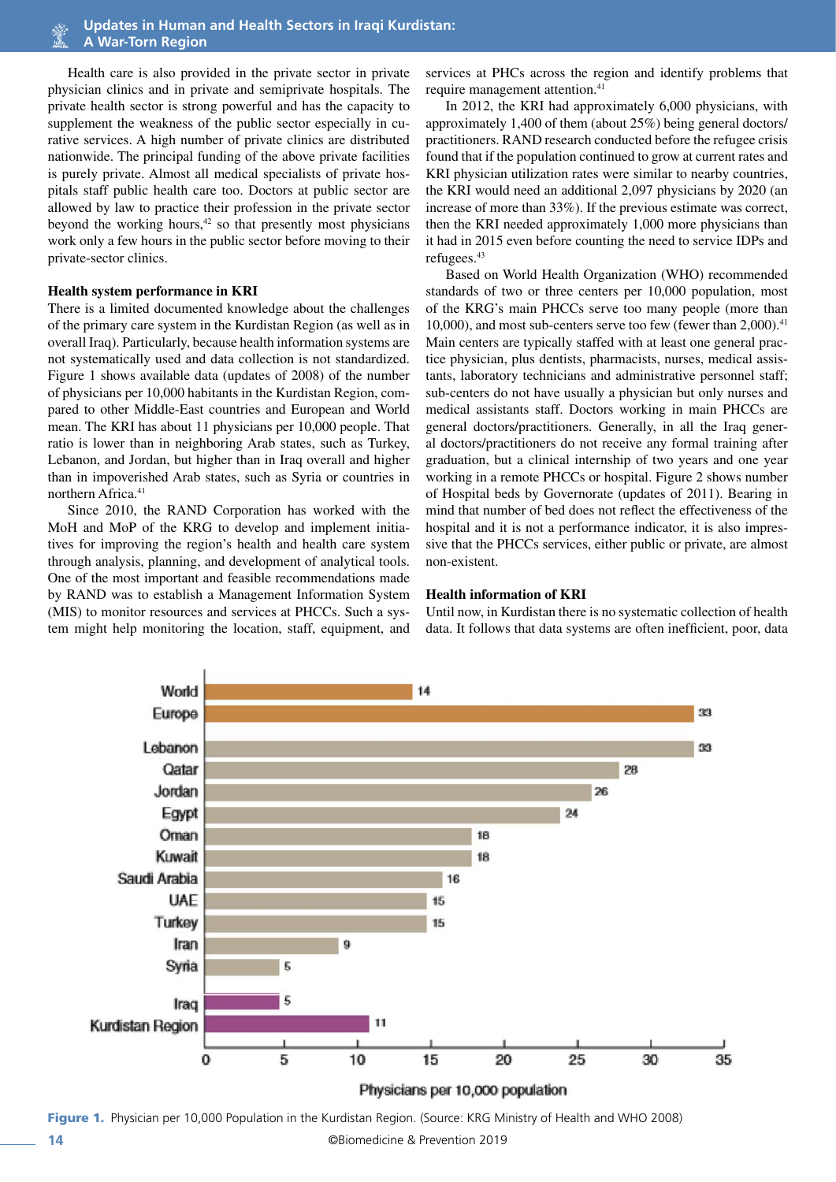Health care is also provided in the private sector in private physician clinics and in private and semiprivate hospitals. The private health sector is strong powerful and has the capacity to supplement the weakness of the public sector especially in curative services. A high number of private clinics are distributed nationwide. The principal funding of the above private facilities is purely private. Almost all medical specialists of private hospitals staff public health care too. Doctors at public sector are allowed by law to practice their profession in the private sector beyond the working hours,[42] so that presently most physicians work only a few hours in the public sector before moving to their private-sector clinics.

### Health system performance in KRI

There is a limited documented knowledge about the challenges of the primary care system in the Kurdistan Region (as well as in overall Iraq). Particularly, because health information systems are not systematically used and data collection is not standardized. Figure 1 shows available data (updates of 2008) of the number of physicians per 10,000 habitants in the Kurdistan Region, compared to other Middle-East countries and European and World mean. The KRI has about 11 physicians per 10,000 people. That ratio is lower than in neighboring Arab states, such as Turkey, Lebanon, and Jordan, but higher than in Iraq overall and higher than in impoverished Arab states, such as Syria or countries in northern Africa.[41]

Since 2010, the RAND Corporation has worked with the MoH and MoP of the KRG to develop and implement initiatives for improving the region's health and health care system through analysis, planning, and development of analytical tools. One of the most important and feasible recommendations made by RAND was to establish a Management Information System (MIS) to monitor resources and services at PHCs. Such a system might help monitoring the location, staff, equipment, and services at PHCs across the region and identify problems that require management attention.[41]

In 2012, the KRI had approximately 6,000 physicians, with approximately 1,400 of them (about 25%) being general doctors/practitioners. RAND research conducted before the refugee crisis found that if the population continued to grow at current rates and KRI physician utilization rates were similar to nearby countries, the KRI would need an additional 2,097 physicians by 2020 (an increase of more than 33%). If the previous estimate was correct, then the KRI needed approximately 1,000 more physicians than it had in 2015 even before counting the need to service IDPs and refugees.[43]

Based on World Health Organization (WHO) recommended standards of two or three centers per 10,000 population, most of the KRG's main PHCCs serve too many people (more than 10,000), and most sub-centers serve too few (fewer than 2,000).[41] Main centers are typically staffed with at least one general practice physician, plus dentists, pharmacists, nurses, medical assistants, laboratory technicians and administrative personnel staff; sub-centers do not have usually a physician but only nurses and medical assistants staff. Doctors working in main PHCCs are general doctors/practitioners. Generally, in all the Iraq general doctors/practitioners do not receive any formal training after graduation, but a clinical internship of two years and one year working in a remote PHCCs or hospital. Figure 2 shows number of Hospital beds by Governorate (updates of 2011). Bearing in mind that number of bed does not reflect the effectiveness of the hospital and it is not a performance indicator, it is also impressive that the PHCCs services, either public or private, are almost non-existent.

### Health information of KRI

Until now, in Kurdistan there is no systematic collection of health data. It follows that data systems are often inefficient, poor, data

| Country/Region | Physicians per 10,000 population |
|---|---|
| World | 14 |
| Europe | 33 |
| Lebanon | 33 |
| Qatar | 28 |
| Jordan | 26 |
| Egypt | 24 |
| Oman | 18 |
| Kuwait | 18 |
| Saudi Arabia | 16 |
| UAE | 15 |
| Turkey | 15 |
| Iran | 9 |
| Syria | 5 |
| Iraq | 5 |
| Kurdistan Region | 11 |

**Figure 1.** Physician per 10,000 Population in the Kurdistan Region. (Source: KRG Ministry of Health and WHO 2008)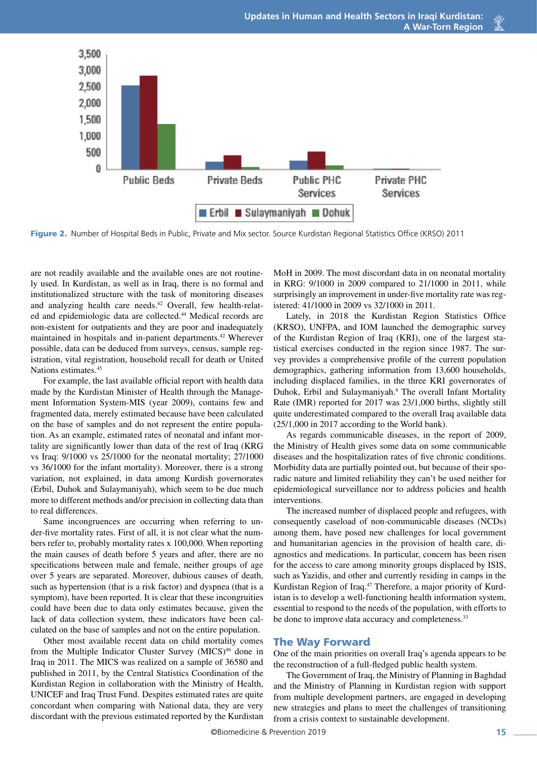Figure 2. Number of Hospital Beds in Public, Private and Mix sector. Source Kurdistan Regional Statistics Office (KRSO) 2011

are not readily available and the available ones are not routinely used. In Kurdistan, as well as in Iraq, there is no formal and institutionalized structure with the task of monitoring diseases and analyzing health care needs.[42] Overall, few health-related and epidemiologic data are collected.[44] Medical records are non-existent for outpatients and they are poor and inadequately maintained in hospitals and in-patient departments.[42] Wherever possible, data can be deduced from surveys, census, sample registration, vital registration, household recall for death or United Nations estimates.[45]

For example, the last available official report with health data made by the Kurdistan Minister of Health through the Management Information System-MIS (year 2009), contains few and fragmented data, merely estimated because have been calculated on the base of samples and do not represent the entire population. As an example, estimated rates of neonatal and infant mortality are significantly lower than data of the rest of Iraq (KRG vs Iraq: 9/1000 vs 25/1000 for the neonatal mortality; 27/1000 vs 36/1000 for the infant mortality). Moreover, there is a strong variation, not explained, in data among Kurdish governorates (Erbil, Duhok and Sulaymaniyah), which seem to be due much more to different methods and/or precision in collecting data than to real differences.

Same incongruences are occurring when referring to under-five mortality rates. First of all, it is not clear what the numbers refer to, probably mortality rates x 100,000. When reporting the main causes of death before 5 years and after, there are no specifications between male and female, neither groups of age over 5 years are separated. Moreover, dubious causes of death, such as hypertension (that is a risk factor) and dyspnea (that is a symptom), have been reported. It is clear that these incongruities could have been due to data only estimates because, given the lack of data collection system, these indicators have been calculated on the base of samples and not on the entire population.

Other most available recent data on child mortality comes from the Multiple Indicator Cluster Survey (MICS)[46] done in Iraq in 2011. The MICS was realized on a sample of 36580 and published in 2011, by the Central Statistics Coordination of the Kurdistan Region in collaboration with the Ministry of Health, UNICEF and Iraq Trust Fund. Despites estimated rates are quite concordant when comparing with National data, they are very discordant with the previous estimated reported by the Kurdistan MoH in 2009. The most discordant data in on neonatal mortality in KRG: 9/1000 in 2009 compared to 21/1000 in 2011, while surprisingly an improvement in under-five mortality rate was registered: 41/1000 in 2009 vs 32/1000 in 2011.

Lately, in 2018 the Kurdistan Region Statistics Office (KRSO), UNFPA, and IOM launched the demographic survey of the Kurdistan Region of Iraq (KRI), one of the largest statistical exercises conducted in the region since 1987. The survey provides a comprehensive profile of the current population demographics, gathering information from 13,600 households, including displaced families, in the three KRI governorates of Duhok, Erbil and Sulaymaniyah.[8] The overall Infant Mortality Rate (IMR) reported for 2017 was 23/1,000 births, slightly still quite underestimated compared to the overall Iraq available data (25/1,000 in 2017 according to the World bank).

As regards communicable diseases, in the report of 2009, the Ministry of Health gives some data on some communicable diseases and the hospitalization rates of five chronic conditions. Morbidity data are partially pointed out, but because of their sporadic nature and limited reliability they can't be used neither for epidemiological surveillance nor to address policies and health interventions.

The increased number of displaced people and refugees, with consequently caseload of non-communicable diseases (NCDs) among them, have posed new challenges for local government and humanitarian agencies in the provision of health care, diagnostics and medications. In particular, concern has been risen for the access to care among minority groups displaced by ISIS, such as Yazidis, and other and currently residing in camps in the Kurdistan Region of Iraq.[47] Therefore, a major priority of Kurdistan is to develop a well-functioning health information system, essential to respond to the needs of the population, with efforts to be done to improve data accuracy and completeness.[33]

## The Way Forward

One of the main priorities on overall Iraq's agenda appears to be the reconstruction of a full-fledged public health system.

The Government of Iraq, the Ministry of Planning in Baghdad and the Ministry of Planning in Kurdistan region with support from multiple development partners, are engaged in developing new strategies and plans to meet the challenges of transitioning from a crisis context to sustainable development.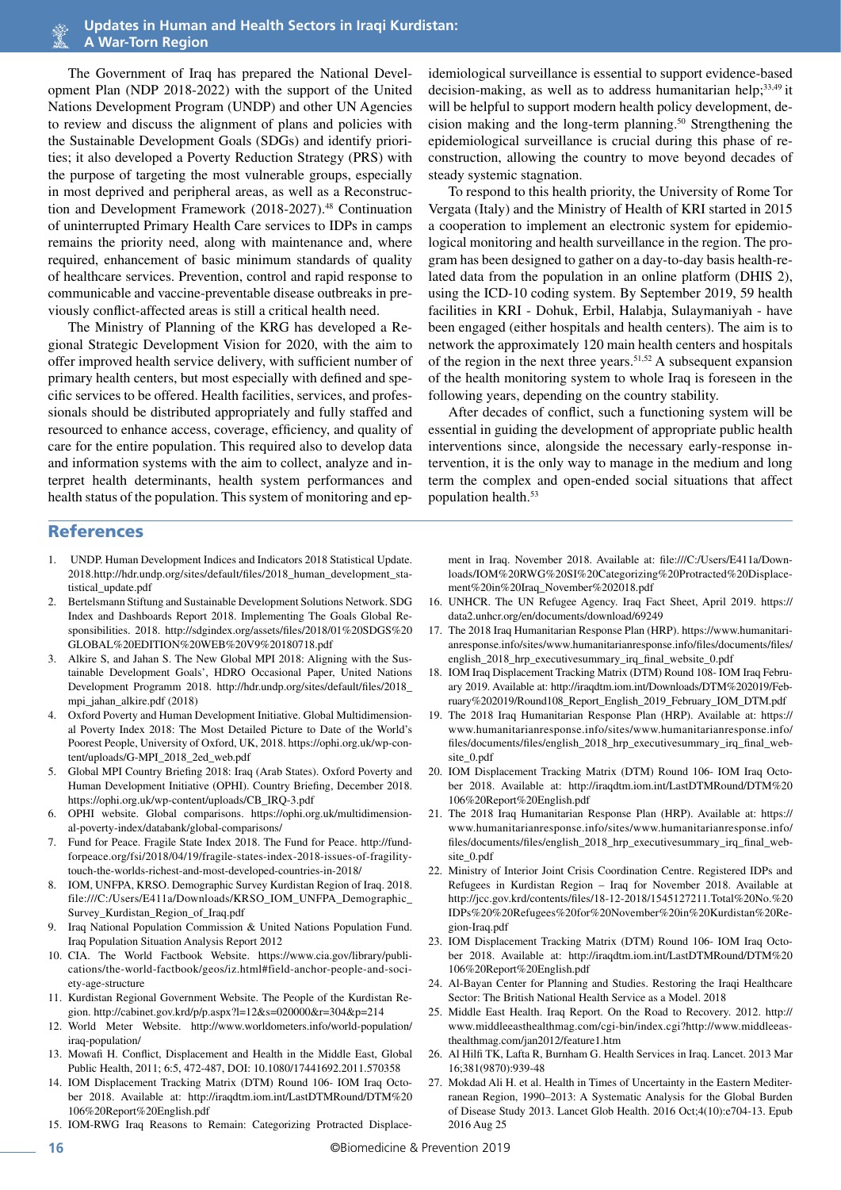The Government of Iraq has prepared the National Development Plan (NDP 2018-2022) with the support of the United Nations Development Program (UNDP) and other UN Agencies to review and discuss the alignment of plans and policies with the Sustainable Development Goals (SDGs) and identify priorities; it also developed a Poverty Reduction Strategy (PRS) with the purpose of targeting the most vulnerable groups, especially in most deprived and peripheral areas, as well as a Reconstruction and Development Framework (2018-2027).[48] Continuation of uninterrupted Primary Health Care services to IDPs in camps remains the priority need, along with maintenance and, where required, enhancement of basic minimum standards of quality of healthcare services. Prevention, control and rapid response to communicable and vaccine-preventable disease outbreaks in previously conflict-affected areas is still a critical health need.

The Ministry of Planning of the KRG has developed a Regional Strategic Development Vision for 2020, with the aim to offer improved health service delivery, with sufficient number of primary health centers, but most especially with defined and specific services to be offered. Health facilities, services, and professionals should be distributed appropriately and fully staffed and resourced to enhance access, coverage, efficiency, and quality of care for the entire population. This required also to develop data and information systems with the aim to collect, analyze and interpret health determinants, health system performances and health status of the population. This system of monitoring and epidemiological surveillance is essential to support evidence-based decision-making, as well as to address humanitarian help;[33,49] it will be helpful to support modern health policy development, decision making and the long-term planning.[50] Strengthening the epidemiological surveillance is crucial during this phase of reconstruction, allowing the country to move beyond decades of steady systemic stagnation.

To respond to this health priority, the University of Rome Tor Vergata (Italy) and the Ministry of Health of KRI started in 2015 a cooperation to implement an electronic system for epidemiological monitoring and health surveillance in the region. The program has been designed to gather on a day-to-day basis health-related data from the population in an online platform (DHIS 2), using the ICD-10 coding system. By September 2019, 59 health facilities in KRI - Dohuk, Erbil, Halabja, Sulaymaniyah - have been engaged (either hospitals and health centers). The aim is to network the approximately 120 main health centers and hospitals of the region in the next three years.[51,52] A subsequent expansion of the health monitoring system to whole Iraq is foreseen in the following years, depending on the country stability.

After decades of conflict, such a functioning system will be essential in guiding the development of appropriate public health interventions since, alongside the necessary early-response intervention, it is the only way to manage in the medium and long term the complex and open-ended social situations that affect population health.[53]

## References

1. UNDP. Human Development Indices and Indicators 2018 Statistical Update. 2018.http://hdr.undp.org/sites/default/files/2018_human_development_statistical_update.pdf
2. Bertelsmann Stiftung and Sustainable Development Solutions Network. SDG Index and Dashboards Report 2018. Implementing The Goals Global Responsibilities. 2018. http://sdgindex.org/assets/files/2018/01%20SDGS%20GLOBAL%20EDITION%20WEB%20V9%20180718.pdf
3. Alkire S, and Jahan S. The New Global MPI 2018: Aligning with the Sustainable Development Goals', HDRO Occasional Paper, United Nations Development Programm 2018. http://hdr.undp.org/sites/default/files/2018_mpi_jahan_alkire.pdf (2018)
4. Oxford Poverty and Human Development Initiative. Global Multidimensional Poverty Index 2018: The Most Detailed Picture to Date of the World's Poorest People, University of Oxford, UK, 2018. https://ophi.org.uk/wp-content/uploads/G-MPI_2018_2ed_web.pdf
5. Global MPI Country Briefing 2018: Iraq (Arab States). Oxford Poverty and Human Development Initiative (OPHI). Country Briefing, December 2018. https://ophi.org.uk/wp-content/uploads/CB_IRQ-3.pdf
6. OPHI website. Global comparisons. https://ophi.org.uk/multidimensional-poverty-index/databank/global-comparisons/
7. Fund for Peace. Fragile State Index 2018. The Fund for Peace. http://fundforpeace.org/fsi/2018/04/19/fragile-states-index-2018-issues-of-fragility-touch-the-worlds-richest-and-most-developed-countries-in-2018/
8. IOM, UNFPA, KRSO. Demographic Survey Kurdistan Region of Iraq. 2018. file:///C:/Users/E411a/Downloads/KRSO_IOM_UNFPA_Demographic_Survey_Kurdistan_Region_of_Iraq.pdf
9. Iraq National Population Commission & United Nations Population Fund. Iraq Population Situation Analysis Report 2012
10. CIA. The World Factbook Website. https://www.cia.gov/library/publications/the-world-factbook/geos/iz.html#field-anchor-people-and-society-age-structure
11. Kurdistan Regional Government Website. The People of the Kurdistan Region. http://cabinet.gov.krd/p/p.aspx?l=12&s=020000&r=304&p=214
12. World Meter Website. http://www.worldometers.info/world-population/iraq-population/
13. Mowafi H. Conflict, Displacement and Health in the Middle East, Global Public Health, 2011; 6:5, 472-487, DOI: 10.1080/17441692.2011.570358
14. IOM Displacement Tracking Matrix (DTM) Round 106- IOM Iraq October 2018. Available at: http://iraqdtm.iom.int/LastDTMRound/DTM%20106%20Report%20English.pdf
15. IOM-RWG Iraq Reasons to Remain: Categorizing Protracted Displacement in Iraq. November 2018. Available at: file:///C:/Users/E411a/Downloads/IOM%20RWG%20SI%20Categorizing%20Protracted%20Displacement%20in%20Iraq_November%202018.pdf
16. UNHCR. The UN Refugee Agency. Iraq Fact Sheet, April 2019. https://data2.unhcr.org/en/documents/download/69249
17. The 2018 Iraq Humanitarian Response Plan (HRP). https://www.humanitarianresponse.info/sites/www.humanitarianresponse.info/files/documents/files/english_2018_hrp_executivesummary_irq_final_website_0.pdf
18. IOM Iraq Displacement Tracking Matrix (DTM) Round 108- IOM Iraq February 2019. Available at: http://iraqdtm.iom.int/Downloads/DTM%202019/February%202019/Round108_Report_English_2019_February_IOM_DTM.pdf
19. The 2018 Iraq Humanitarian Response Plan (HRP). Available at: https://www.humanitarianresponse.info/sites/www.humanitarianresponse.info/files/documents/files/english_2018_hrp_executivesummary_irq_final_website_0.pdf
20. IOM Displacement Tracking Matrix (DTM) Round 106- IOM Iraq October 2018. Available at: http://iraqdtm.iom.int/LastDTMRound/DTM%20106%20Report%20English.pdf
21. The 2018 Iraq Humanitarian Response Plan (HRP). Available at: https://www.humanitarianresponse.info/sites/www.humanitarianresponse.info/files/documents/files/english_2018_hrp_executivesummary_irq_final_website_0.pdf
22. Ministry of Interior Joint Crisis Coordination Centre. Registered IDPs and Refugees in Kurdistan Region – Iraq for November 2018. Available at http://jcc.gov.krd/contents/files/18-12-2018/1545127211.Total%20No.%20IDPs%20%20Refugees%20for%20November%20in%20Kurdistan%20Region-Iraq.pdf
23. IOM Displacement Tracking Matrix (DTM) Round 106- IOM Iraq October 2018. Available at: http://iraqdtm.iom.int/LastDTMRound/DTM%20106%20Report%20English.pdf
24. Al-Bayan Center for Planning and Studies. Restoring the Iraqi Healthcare Sector: The British National Health Service as a Model. 2018
25. Middle East Health. Iraq Report. On the Road to Recovery. 2012. http://www.middleeasthealthmag.com/cgi-bin/index.cgi?http://www.middleeasthealthmag.com/jan2012/feature1.htm
26. Al Hilfi TK, Lafta R, Burnham G. Health Services in Iraq. Lancet. 2013 Mar 16;381(9870):939-48
27. Mokdad Ali H. et al. Health in Times of Uncertainty in the Eastern Mediterranean Region, 1990–2013: A Systematic Analysis for the Global Burden of Disease Study 2013. Lancet Glob Health. 2016 Oct;4(10):e704-13. Epub 2016 Aug 25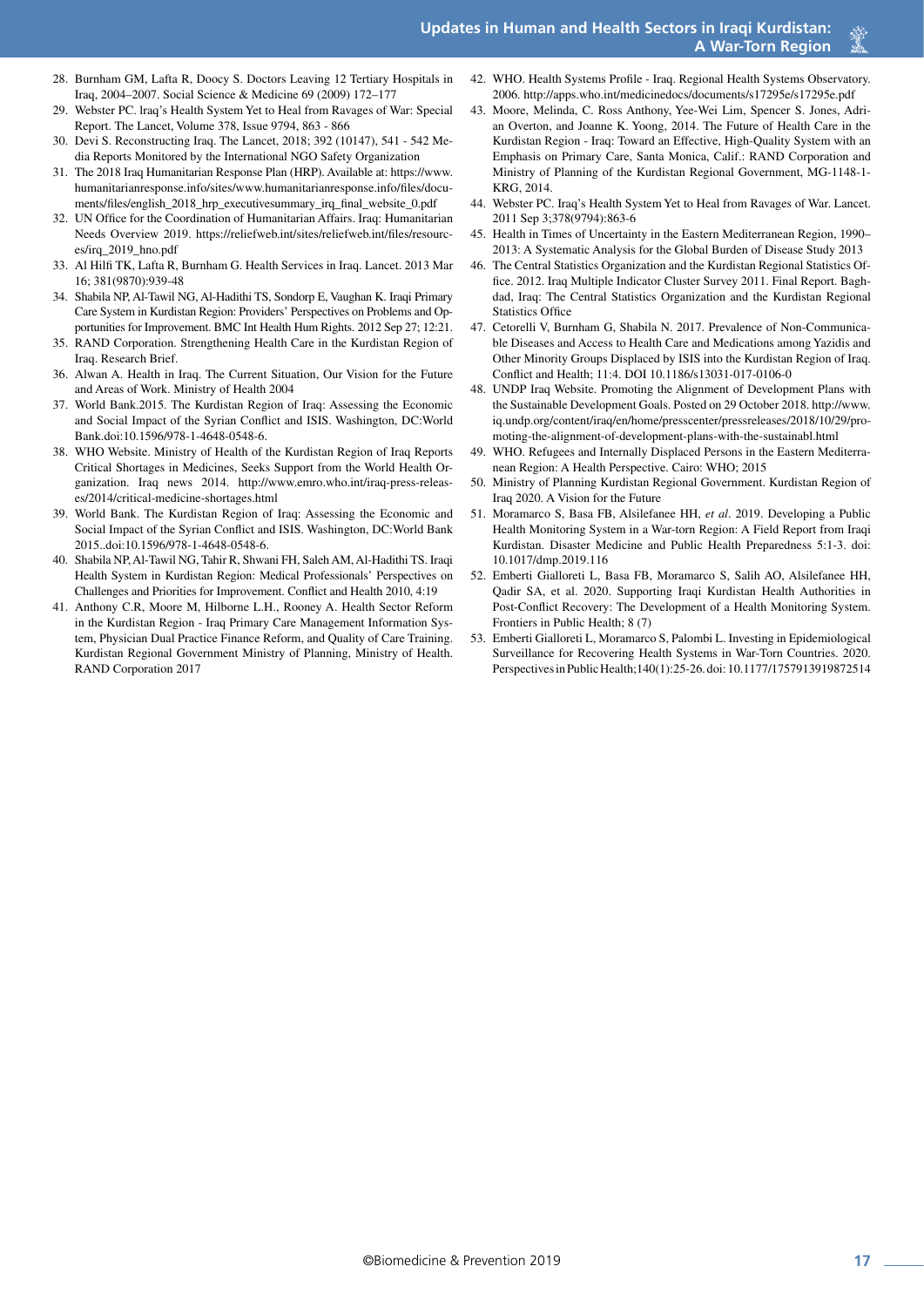28. Burnham GM, Lafta R, Doocy S. Doctors Leaving 12 Tertiary Hospitals in Iraq, 2004–2007. Social Science & Medicine 69 (2009) 172–177
29. Webster PC. Iraq's Health System Yet to Heal from Ravages of War: Special Report. The Lancet, Volume 378, Issue 9794, 863 - 866
30. Devi S. Reconstructing Iraq. The Lancet, 2018; 392 (10147), 541 - 542 Media Reports Monitored by the International NGO Safety Organization
31. The 2018 Iraq Humanitarian Response Plan (HRP). Available at: https://www.humanitarianresponse.info/sites/www.humanitarianresponse.info/files/documents/files/english_2018_hrp_executivesummary_irq_final_website_0.pdf
32. UN Office for the Coordination of Humanitarian Affairs. Iraq: Humanitarian Needs Overview 2019. https://reliefweb.int/sites/reliefweb.int/files/resources/irq_2019_hno.pdf
33. Al Hilfi TK, Lafta R, Burnham G. Health Services in Iraq. Lancet. 2013 Mar 16; 381(9870):939-48
34. Shabila NP, Al-Tawil NG, Al-Hadithi TS, Sondorp E, Vaughan K. Iraqi Primary Care System in Kurdistan Region: Providers' Perspectives on Problems and Opportunities for Improvement. BMC Int Health Hum Rights. 2012 Sep 27; 12:21.
35. RAND Corporation. Strengthening Health Care in the Kurdistan Region of Iraq. Research Brief.
36. Alwan A. Health in Iraq. The Current Situation, Our Vision for the Future and Areas of Work. Ministry of Health 2004
37. World Bank.2015. The Kurdistan Region of Iraq: Assessing the Economic and Social Impact of the Syrian Conflict and ISIS. Washington, DC:World Bank.doi:10.1596/978-1-4648-0548-6.
38. WHO Website. Ministry of Health of the Kurdistan Region of Iraq Reports Critical Shortages in Medicines, Seeks Support from the World Health Organization. Iraq news 2014. http://www.emro.who.int/iraq-press-releases/2014/critical-medicine-shortages.html
39. World Bank. The Kurdistan Region of Iraq: Assessing the Economic and Social Impact of the Syrian Conflict and ISIS. Washington, DC:World Bank 2015..doi:10.1596/978-1-4648-0548-6.
40. Shabila NP, Al-Tawil NG, Tahir R, Shwani FH, Saleh AM, Al-Hadithi TS. Iraqi Health System in Kurdistan Region: Medical Professionals' Perspectives on Challenges and Priorities for Improvement. Conflict and Health 2010, 4:19
41. Anthony C.R, Moore M, Hilborne L.H., Rooney A. Health Sector Reform in the Kurdistan Region - Iraq Primary Care Management Information System, Physician Dual Practice Finance Reform, and Quality of Care Training. Kurdistan Regional Government Ministry of Planning, Ministry of Health. RAND Corporation 2017
42. WHO. Health Systems Profile - Iraq. Regional Health Systems Observatory. 2006. http://apps.who.int/medicinedocs/documents/s17295e/s17295e.pdf
43. Moore, Melinda, C. Ross Anthony, Yee-Wei Lim, Spencer S. Jones, Adrian Overton, and Joanne K. Yoong, 2014. The Future of Health Care in the Kurdistan Region - Iraq: Toward an Effective, High-Quality System with an Emphasis on Primary Care, Santa Monica, Calif.: RAND Corporation and Ministry of Planning of the Kurdistan Regional Government, MG-1148-1-KRG, 2014.
44. Webster PC. Iraq's Health System Yet to Heal from Ravages of War. Lancet. 2011 Sep 3;378(9794):863-6
45. Health in Times of Uncertainty in the Eastern Mediterranean Region, 1990–2013: A Systematic Analysis for the Global Burden of Disease Study 2013
46. The Central Statistics Organization and the Kurdistan Regional Statistics Office. 2012. Iraq Multiple Indicator Cluster Survey 2011. Final Report. Baghdad, Iraq: The Central Statistics Organization and the Kurdistan Regional Statistics Office
47. Cetorelli V, Burnham G, Shabila N. 2017. Prevalence of Non-Communicable Diseases and Access to Health Care and Medications among Yazidis and Other Minority Groups Displaced by ISIS into the Kurdistan Region of Iraq. Conflict and Health; 11:4. DOI 10.1186/s13031-017-0106-0
48. UNDP Iraq Website. Promoting the Alignment of Development Plans with the Sustainable Development Goals. Posted on 29 October 2018. http://www.iq.undp.org/content/iraq/en/home/presscenter/pressreleases/2018/10/29/promoting-the-alignment-of-development-plans-with-the-sustainabl.html
49. WHO. Refugees and Internally Displaced Persons in the Eastern Mediterranean Region: A Health Perspective. Cairo: WHO; 2015
50. Ministry of Planning Kurdistan Regional Government. Kurdistan Region of Iraq 2020. A Vision for the Future
51. Moramarco S, Basa FB, Alsilefanee HH, *et al*. 2019. Developing a Public Health Monitoring System in a War-torn Region: A Field Report from Iraqi Kurdistan. Disaster Medicine and Public Health Preparedness 5:1-3. doi: 10.1017/dmp.2019.116
52. Emberti Gialloreti L, Basa FB, Moramarco S, Salih AO, Alsilefanee HH, Qadir SA, et al. 2020. Supporting Iraqi Kurdistan Health Authorities in Post-Conflict Recovery: The Development of a Health Monitoring System. Frontiers in Public Health; 8 (7)
53. Emberti Gialloreti L, Moramarco S, Palombi L. Investing in Epidemiological Surveillance for Recovering Health Systems in War-Torn Countries. 2020. Perspectives in Public Health;140(1):25-26. doi: 10.1177/1757913919872514